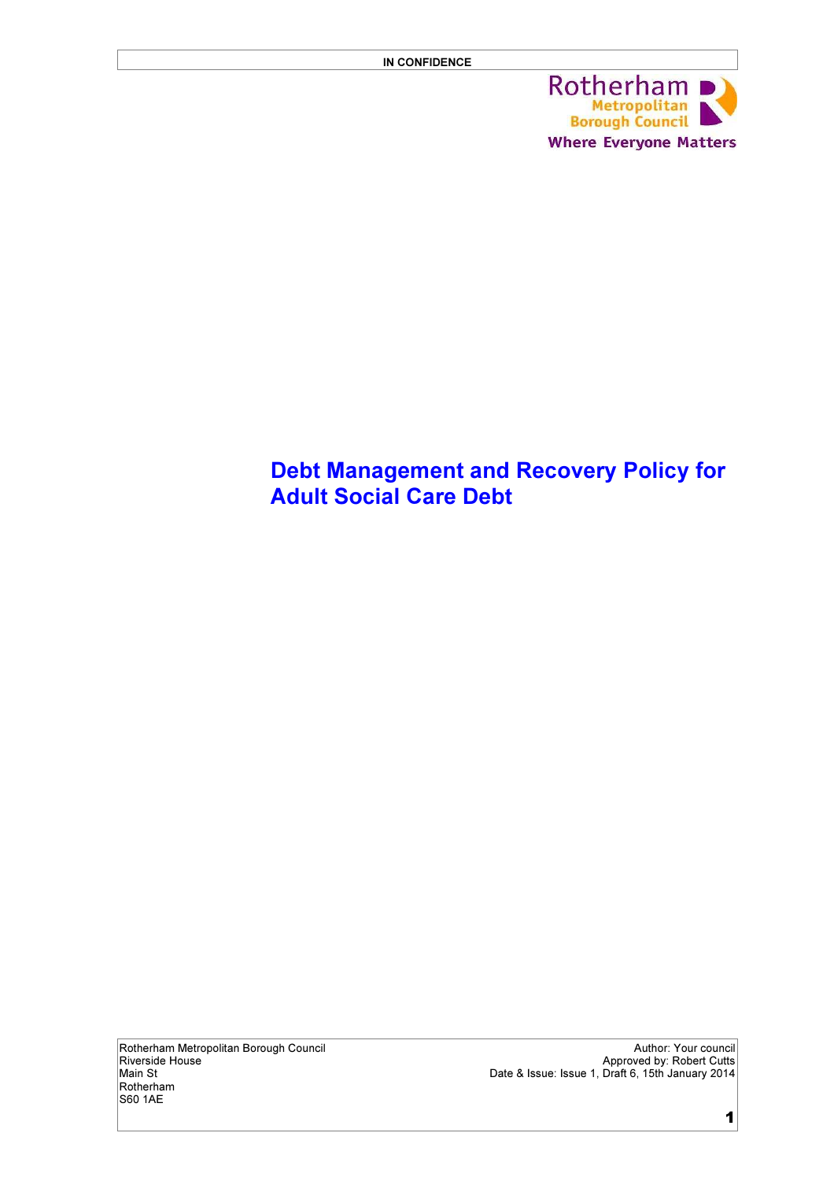IN CONFIDENCE

Rotherham Metropolitan Borough Council

Where Everyone Matters

# Debt Management and Recovery Policy for Adult Social Care Debt

Rotherham Metropolitan Borough Council
Riverside House
Main St
Rotherham
S60 1AE

Author: Your council
Approved by: Robert Cutts
Date & Issue: Issue 1, Draft 6, 15th January 2014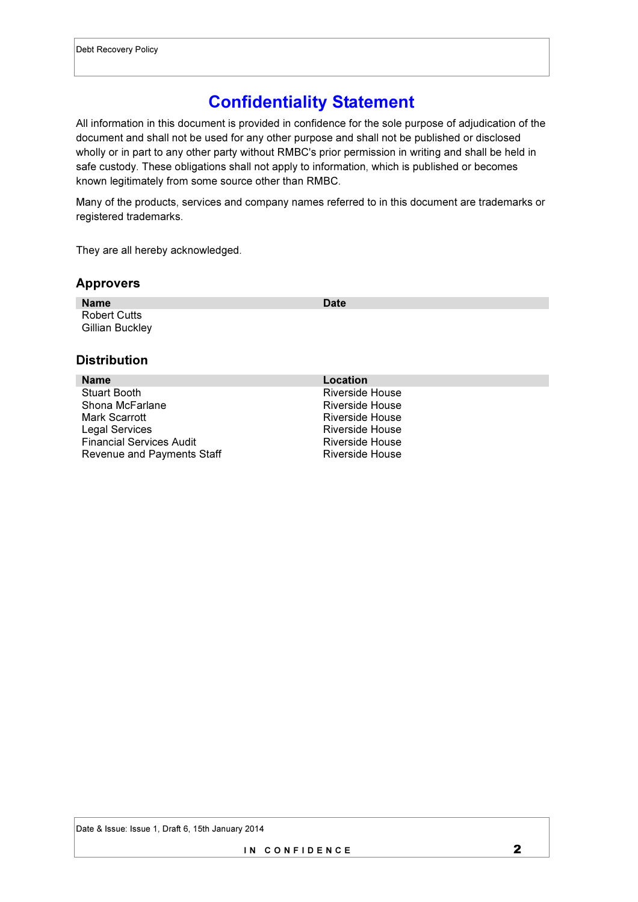# Confidentiality Statement

All information in this document is provided in confidence for the sole purpose of adjudication of the document and shall not be used for any other purpose and shall not be published or disclosed wholly or in part to any other party without RMBC's prior permission in writing and shall be held in safe custody. These obligations shall not apply to information, which is published or becomes known legitimately from some source other than RMBC.

Many of the products, services and company names referred to in this document are trademarks or registered trademarks.

They are all hereby acknowledged.

## Approvers

| Name | Date |
|---|---|
| Robert Cutts | |
| Gillian Buckley | |

## Distribution

| Name | Location |
|---|---|
| Stuart Booth | Riverside House |
| Shona McFarlane | Riverside House |
| Mark Scarrott | Riverside House |
| Legal Services | Riverside House |
| Financial Services Audit | Riverside House |
| Revenue and Payments Staff | Riverside House |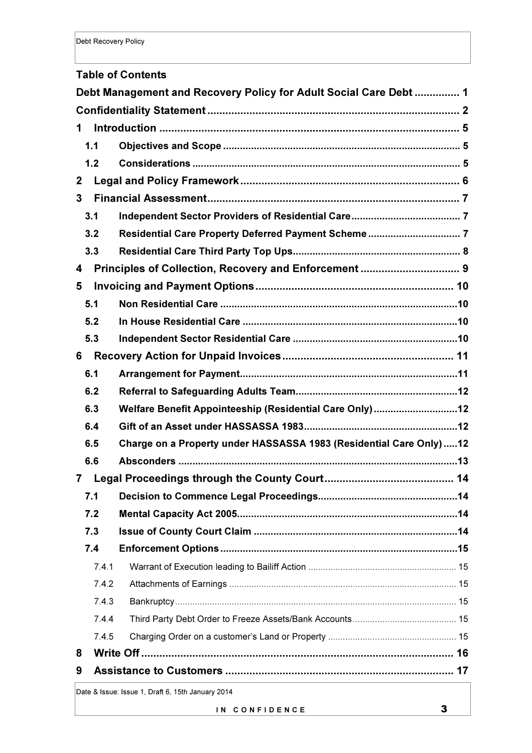## Table of Contents

**Debt Management and Recovery Policy for Adult Social Care Debt ............... 1**

**Confidentiality Statement ...................................................................................... 2**

**1 Introduction .................................................................................................... 5**

- **1.1 Objectives and Scope ........................................................................................ 5**
- **1.2 Considerations ..................................................................................................... 5**

**2 Legal and Policy Framework ............................................................................ 6**

**3 Financial Assessment ........................................................................................ 7**

- **3.1 Independent Sector Providers of Residential Care ....................................... 7**
- **3.2 Residential Care Property Deferred Payment Scheme ................................. 7**
- **3.3 Residential Care Third Party Top Ups ............................................................ 8**

**4 Principles of Collection, Recovery and Enforcement ...................................... 9**

**5 Invoicing and Payment Options ..................................................................... 10**

- **5.1 Non Residential Care .......................................................................................10**
- **5.2 In House Residential Care ...............................................................................10**
- **5.3 Independent Sector Residential Care .............................................................10**

**6 Recovery Action for Unpaid Invoices ............................................................ 11**

- **6.1 Arrangement for Payment.................................................................................11**
- **6.2 Referral to Safeguarding Adults Team............................................................12**
- **6.3 Welfare Benefit Appointeeship (Residential Care Only) ..............................12**
- **6.4 Gift of an Asset under HASSASSA 1983.........................................................12**
- **6.5 Charge on a Property under HASSASSA 1983 (Residential Care Only) .....12**
- **6.6 Absconders .........................................................................................................13**

**7 Legal Proceedings through the County Court .............................................. 14**

- **7.1 Decision to Commence Legal Proceedings.....................................................14**
- **7.2 Mental Capacity Act 2005..................................................................................14**
- **7.3 Issue of County Court Claim .............................................................................14**
- **7.4 Enforcement Options.........................................................................................15**
  - 7.4.1 Warrant of Execution leading to Bailiff Action ............................................................ 15
  - 7.4.2 Attachments of Earnings ............................................................................................ 15
  - 7.4.3 Bankruptcy .................................................................................................................. 15
  - 7.4.4 Third Party Debt Order to Freeze Assets/Bank Accounts .......................................... 15
  - 7.4.5 Charging Order on a customer's Land or Property .................................................... 15

**8 Write Off ......................................................................................................... 16**

**9 Assistance to Customers ............................................................................... 17**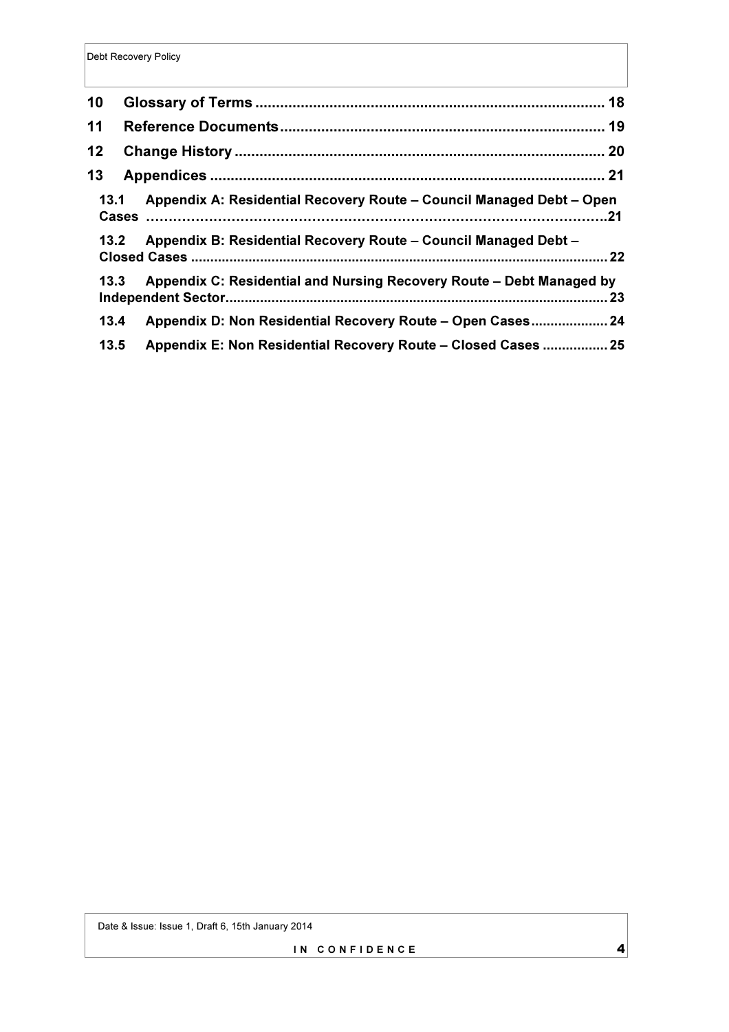10 Glossary of Terms .................................................................................... 18

11 Reference Documents ............................................................................. 19

12 Change History ........................................................................................ 20

13 Appendices .............................................................................................. 21

13.1 Appendix A: Residential Recovery Route – Council Managed Debt – Open Cases ……………………………………………………………………………………….21

13.2 Appendix B: Residential Recovery Route – Council Managed Debt – Closed Cases ........................................................................................................... 22

13.3 Appendix C: Residential and Nursing Recovery Route – Debt Managed by Independent Sector................................................................................................. 23

13.4 Appendix D: Non Residential Recovery Route – Open Cases.................... 24

13.5 Appendix E: Non Residential Recovery Route – Closed Cases ................. 25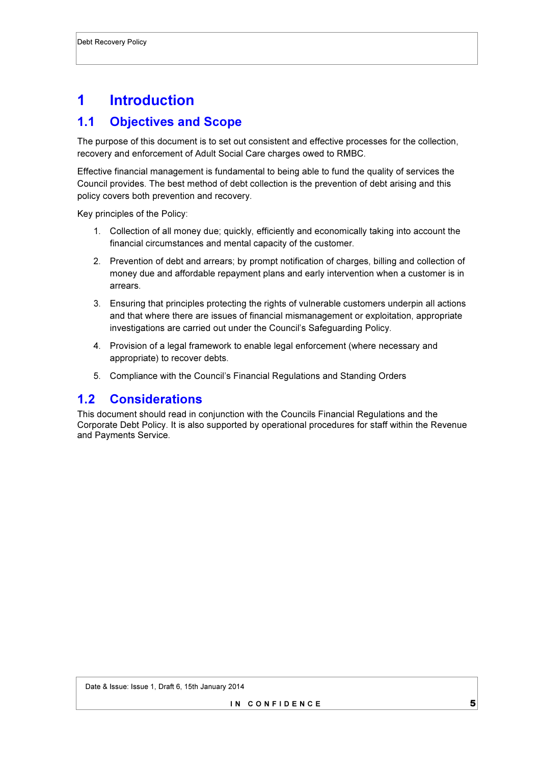# 1 Introduction

## 1.1 Objectives and Scope

The purpose of this document is to set out consistent and effective processes for the collection, recovery and enforcement of Adult Social Care charges owed to RMBC.

Effective financial management is fundamental to being able to fund the quality of services the Council provides. The best method of debt collection is the prevention of debt arising and this policy covers both prevention and recovery.

Key principles of the Policy:

1. Collection of all money due; quickly, efficiently and economically taking into account the financial circumstances and mental capacity of the customer.
2. Prevention of debt and arrears; by prompt notification of charges, billing and collection of money due and affordable repayment plans and early intervention when a customer is in arrears.
3. Ensuring that principles protecting the rights of vulnerable customers underpin all actions and that where there are issues of financial mismanagement or exploitation, appropriate investigations are carried out under the Council's Safeguarding Policy.
4. Provision of a legal framework to enable legal enforcement (where necessary and appropriate) to recover debts.
5. Compliance with the Council's Financial Regulations and Standing Orders

## 1.2 Considerations

This document should read in conjunction with the Councils Financial Regulations and the Corporate Debt Policy. It is also supported by operational procedures for staff within the Revenue and Payments Service.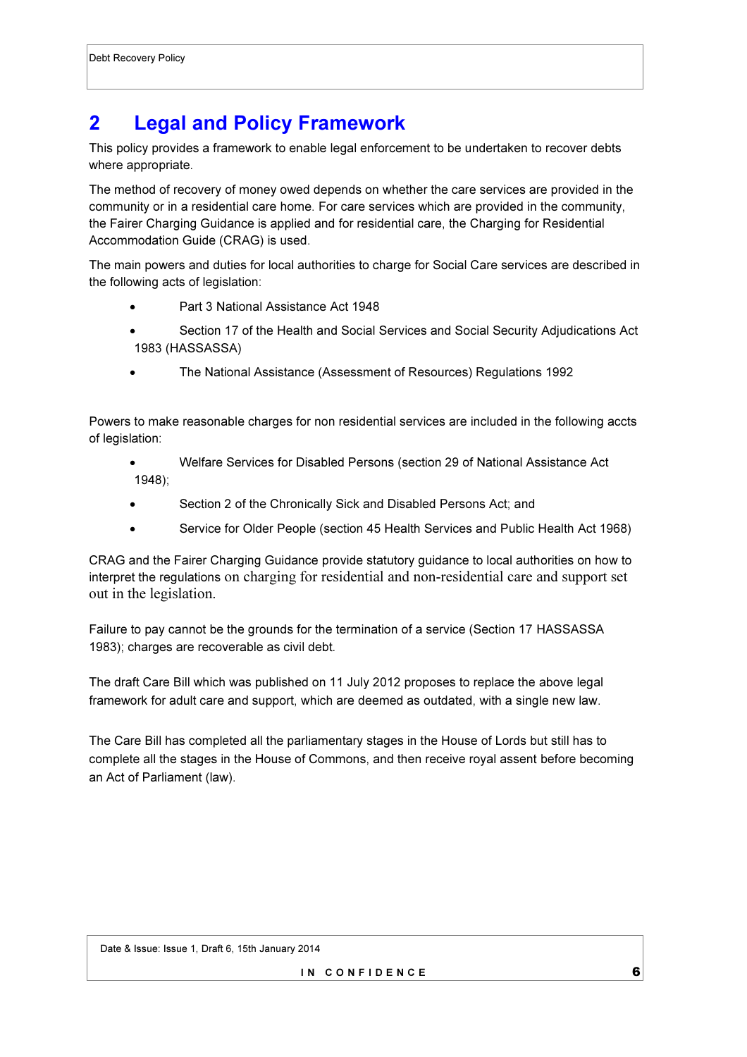## 2 Legal and Policy Framework

This policy provides a framework to enable legal enforcement to be undertaken to recover debts where appropriate.

The method of recovery of money owed depends on whether the care services are provided in the community or in a residential care home. For care services which are provided in the community, the Fairer Charging Guidance is applied and for residential care, the Charging for Residential Accommodation Guide (CRAG) is used.

The main powers and duties for local authorities to charge for Social Care services are described in the following acts of legislation:

- Part 3 National Assistance Act 1948
- Section 17 of the Health and Social Services and Social Security Adjudications Act 1983 (HASSASSA)
- The National Assistance (Assessment of Resources) Regulations 1992

Powers to make reasonable charges for non residential services are included in the following accts of legislation:

- Welfare Services for Disabled Persons (section 29 of National Assistance Act 1948);
- Section 2 of the Chronically Sick and Disabled Persons Act; and
- Service for Older People (section 45 Health Services and Public Health Act 1968)

CRAG and the Fairer Charging Guidance provide statutory guidance to local authorities on how to interpret the regulations on charging for residential and non-residential care and support set out in the legislation.

Failure to pay cannot be the grounds for the termination of a service (Section 17 HASSASSA 1983); charges are recoverable as civil debt.

The draft Care Bill which was published on 11 July 2012 proposes to replace the above legal framework for adult care and support, which are deemed as outdated, with a single new law.

The Care Bill has completed all the parliamentary stages in the House of Lords but still has to complete all the stages in the House of Commons, and then receive royal assent before becoming an Act of Parliament (law).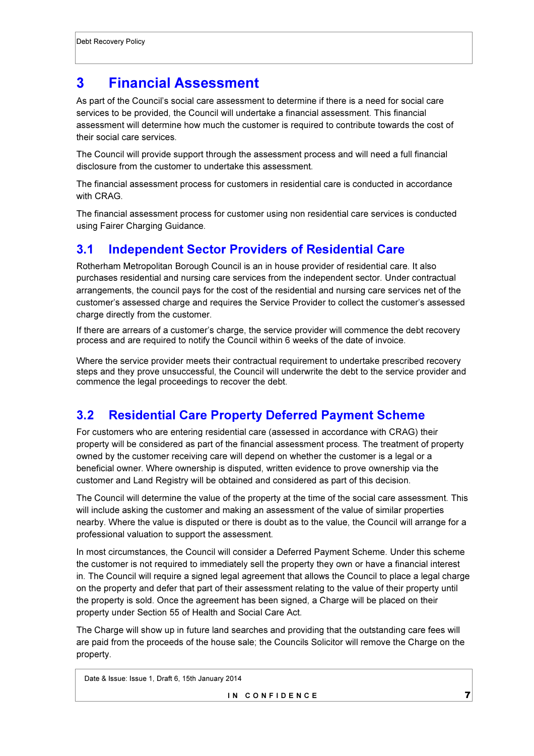# 3 Financial Assessment

As part of the Council's social care assessment to determine if there is a need for social care services to be provided, the Council will undertake a financial assessment. This financial assessment will determine how much the customer is required to contribute towards the cost of their social care services.

The Council will provide support through the assessment process and will need a full financial disclosure from the customer to undertake this assessment.

The financial assessment process for customers in residential care is conducted in accordance with CRAG.

The financial assessment process for customer using non residential care services is conducted using Fairer Charging Guidance.

## 3.1 Independent Sector Providers of Residential Care

Rotherham Metropolitan Borough Council is an in house provider of residential care. It also purchases residential and nursing care services from the independent sector. Under contractual arrangements, the council pays for the cost of the residential and nursing care services net of the customer's assessed charge and requires the Service Provider to collect the customer's assessed charge directly from the customer.

If there are arrears of a customer's charge, the service provider will commence the debt recovery process and are required to notify the Council within 6 weeks of the date of invoice.

Where the service provider meets their contractual requirement to undertake prescribed recovery steps and they prove unsuccessful, the Council will underwrite the debt to the service provider and commence the legal proceedings to recover the debt.

## 3.2 Residential Care Property Deferred Payment Scheme

For customers who are entering residential care (assessed in accordance with CRAG) their property will be considered as part of the financial assessment process. The treatment of property owned by the customer receiving care will depend on whether the customer is a legal or a beneficial owner. Where ownership is disputed, written evidence to prove ownership via the customer and Land Registry will be obtained and considered as part of this decision.

The Council will determine the value of the property at the time of the social care assessment. This will include asking the customer and making an assessment of the value of similar properties nearby. Where the value is disputed or there is doubt as to the value, the Council will arrange for a professional valuation to support the assessment.

In most circumstances, the Council will consider a Deferred Payment Scheme. Under this scheme the customer is not required to immediately sell the property they own or have a financial interest in. The Council will require a signed legal agreement that allows the Council to place a legal charge on the property and defer that part of their assessment relating to the value of their property until the property is sold. Once the agreement has been signed, a Charge will be placed on their property under Section 55 of Health and Social Care Act.

The Charge will show up in future land searches and providing that the outstanding care fees will are paid from the proceeds of the house sale; the Councils Solicitor will remove the Charge on the property.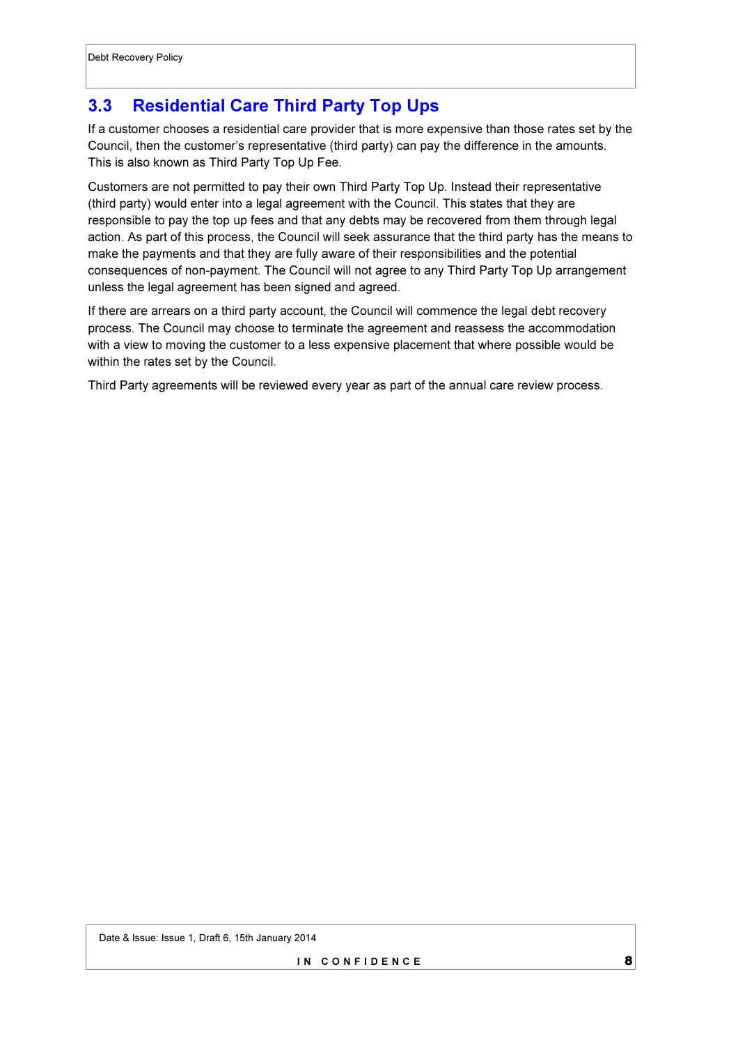## 3.3 Residential Care Third Party Top Ups

If a customer chooses a residential care provider that is more expensive than those rates set by the Council, then the customer's representative (third party) can pay the difference in the amounts. This is also known as Third Party Top Up Fee.

Customers are not permitted to pay their own Third Party Top Up. Instead their representative (third party) would enter into a legal agreement with the Council. This states that they are responsible to pay the top up fees and that any debts may be recovered from them through legal action. As part of this process, the Council will seek assurance that the third party has the means to make the payments and that they are fully aware of their responsibilities and the potential consequences of non-payment. The Council will not agree to any Third Party Top Up arrangement unless the legal agreement has been signed and agreed.

If there are arrears on a third party account, the Council will commence the legal debt recovery process. The Council may choose to terminate the agreement and reassess the accommodation with a view to moving the customer to a less expensive placement that where possible would be within the rates set by the Council.

Third Party agreements will be reviewed every year as part of the annual care review process.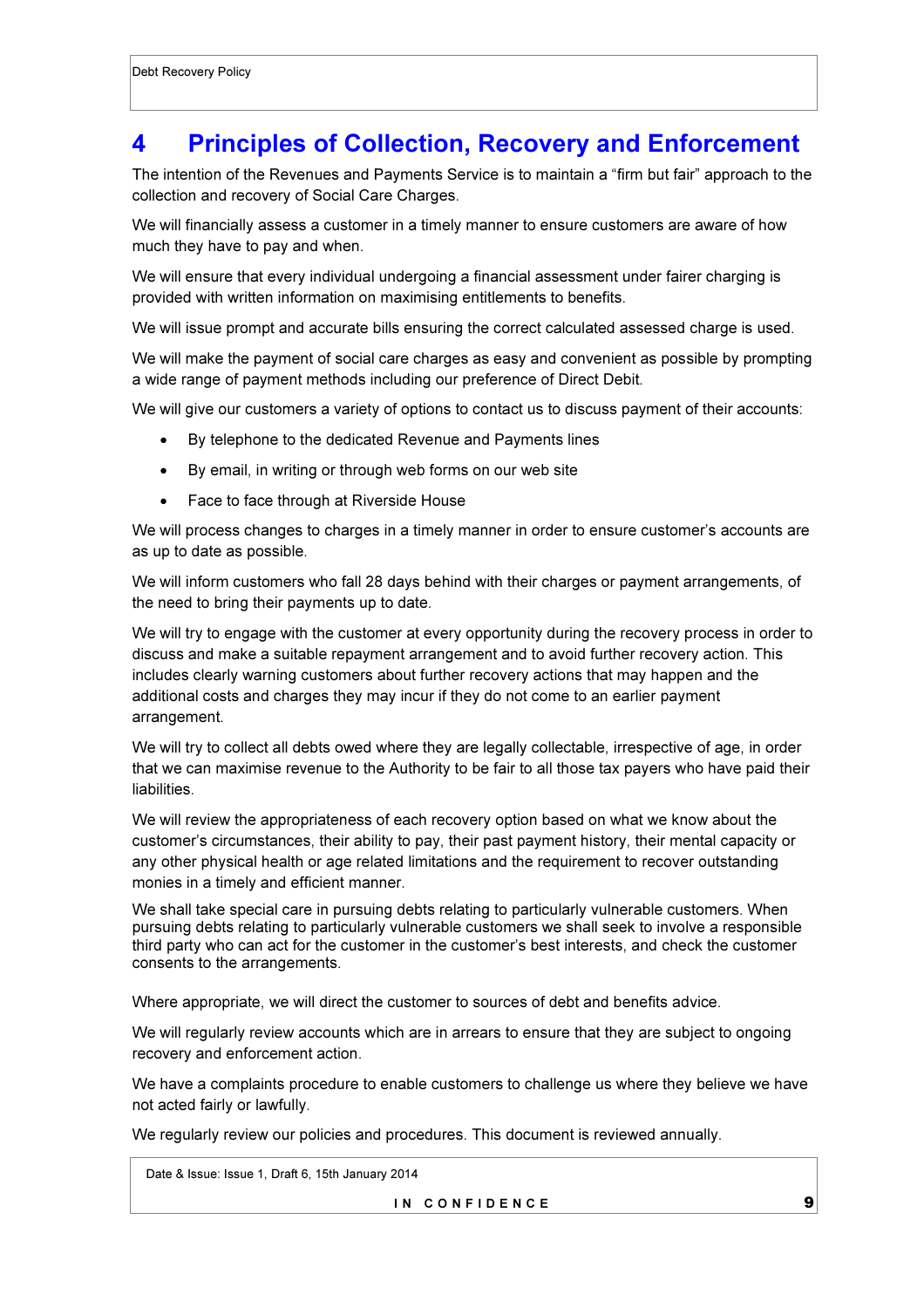# 4 Principles of Collection, Recovery and Enforcement

The intention of the Revenues and Payments Service is to maintain a "firm but fair" approach to the collection and recovery of Social Care Charges.

We will financially assess a customer in a timely manner to ensure customers are aware of how much they have to pay and when.

We will ensure that every individual undergoing a financial assessment under fairer charging is provided with written information on maximising entitlements to benefits.

We will issue prompt and accurate bills ensuring the correct calculated assessed charge is used.

We will make the payment of social care charges as easy and convenient as possible by prompting a wide range of payment methods including our preference of Direct Debit.

We will give our customers a variety of options to contact us to discuss payment of their accounts:

- By telephone to the dedicated Revenue and Payments lines
- By email, in writing or through web forms on our web site
- Face to face through at Riverside House

We will process changes to charges in a timely manner in order to ensure customer's accounts are as up to date as possible.

We will inform customers who fall 28 days behind with their charges or payment arrangements, of the need to bring their payments up to date.

We will try to engage with the customer at every opportunity during the recovery process in order to discuss and make a suitable repayment arrangement and to avoid further recovery action. This includes clearly warning customers about further recovery actions that may happen and the additional costs and charges they may incur if they do not come to an earlier payment arrangement.

We will try to collect all debts owed where they are legally collectable, irrespective of age, in order that we can maximise revenue to the Authority to be fair to all those tax payers who have paid their liabilities.

We will review the appropriateness of each recovery option based on what we know about the customer's circumstances, their ability to pay, their past payment history, their mental capacity or any other physical health or age related limitations and the requirement to recover outstanding monies in a timely and efficient manner.

We shall take special care in pursuing debts relating to particularly vulnerable customers. When pursuing debts relating to particularly vulnerable customers we shall seek to involve a responsible third party who can act for the customer in the customer's best interests, and check the customer consents to the arrangements.

Where appropriate, we will direct the customer to sources of debt and benefits advice.

We will regularly review accounts which are in arrears to ensure that they are subject to ongoing recovery and enforcement action.

We have a complaints procedure to enable customers to challenge us where they believe we have not acted fairly or lawfully.

We regularly review our policies and procedures. This document is reviewed annually.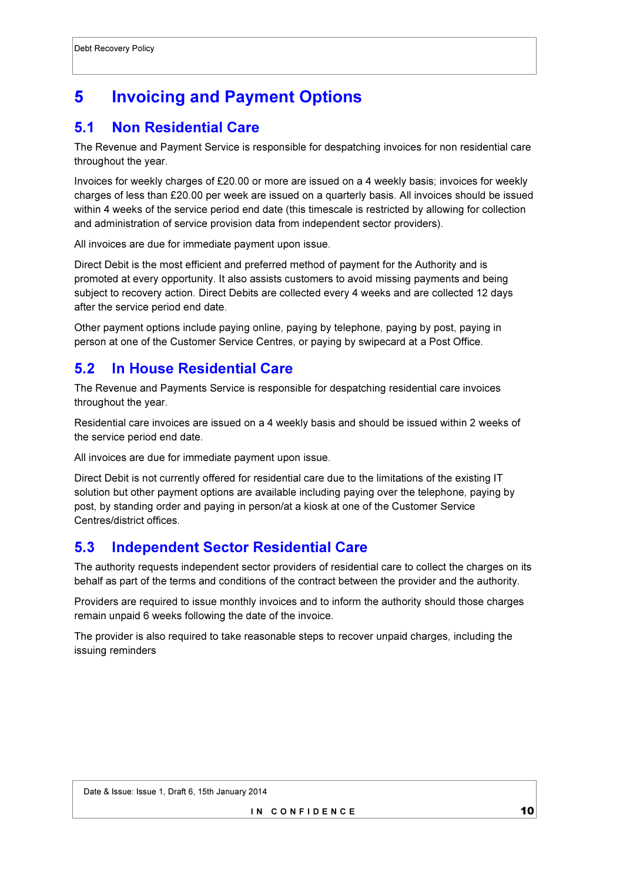# 5 Invoicing and Payment Options

## 5.1 Non Residential Care

The Revenue and Payment Service is responsible for despatching invoices for non residential care throughout the year.

Invoices for weekly charges of £20.00 or more are issued on a 4 weekly basis; invoices for weekly charges of less than £20.00 per week are issued on a quarterly basis. All invoices should be issued within 4 weeks of the service period end date (this timescale is restricted by allowing for collection and administration of service provision data from independent sector providers).

All invoices are due for immediate payment upon issue.

Direct Debit is the most efficient and preferred method of payment for the Authority and is promoted at every opportunity. It also assists customers to avoid missing payments and being subject to recovery action. Direct Debits are collected every 4 weeks and are collected 12 days after the service period end date.

Other payment options include paying online, paying by telephone, paying by post, paying in person at one of the Customer Service Centres, or paying by swipecard at a Post Office.

## 5.2 In House Residential Care

The Revenue and Payments Service is responsible for despatching residential care invoices throughout the year.

Residential care invoices are issued on a 4 weekly basis and should be issued within 2 weeks of the service period end date.

All invoices are due for immediate payment upon issue.

Direct Debit is not currently offered for residential care due to the limitations of the existing IT solution but other payment options are available including paying over the telephone, paying by post, by standing order and paying in person/at a kiosk at one of the Customer Service Centres/district offices.

## 5.3 Independent Sector Residential Care

The authority requests independent sector providers of residential care to collect the charges on its behalf as part of the terms and conditions of the contract between the provider and the authority.

Providers are required to issue monthly invoices and to inform the authority should those charges remain unpaid 6 weeks following the date of the invoice.

The provider is also required to take reasonable steps to recover unpaid charges, including the issuing reminders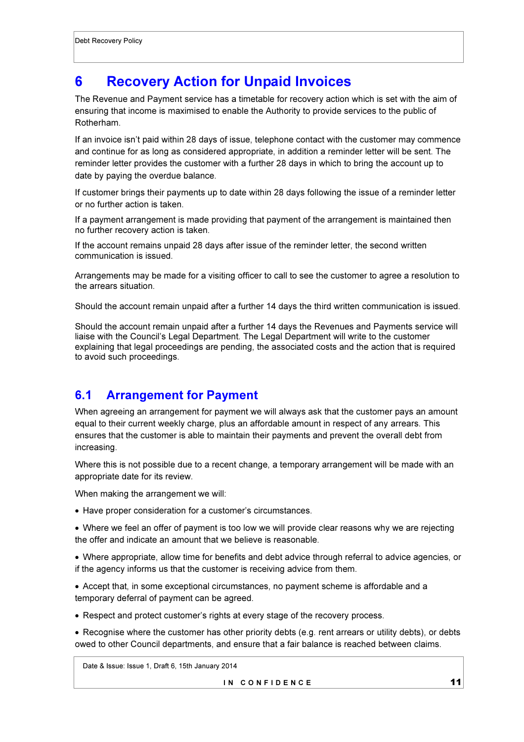# 6 Recovery Action for Unpaid Invoices

The Revenue and Payment service has a timetable for recovery action which is set with the aim of ensuring that income is maximised to enable the Authority to provide services to the public of Rotherham.

If an invoice isn't paid within 28 days of issue, telephone contact with the customer may commence and continue for as long as considered appropriate, in addition a reminder letter will be sent. The reminder letter provides the customer with a further 28 days in which to bring the account up to date by paying the overdue balance.

If customer brings their payments up to date within 28 days following the issue of a reminder letter or no further action is taken.

If a payment arrangement is made providing that payment of the arrangement is maintained then no further recovery action is taken.

If the account remains unpaid 28 days after issue of the reminder letter, the second written communication is issued.

Arrangements may be made for a visiting officer to call to see the customer to agree a resolution to the arrears situation.

Should the account remain unpaid after a further 14 days the third written communication is issued.

Should the account remain unpaid after a further 14 days the Revenues and Payments service will liaise with the Council's Legal Department. The Legal Department will write to the customer explaining that legal proceedings are pending, the associated costs and the action that is required to avoid such proceedings.

## 6.1 Arrangement for Payment

When agreeing an arrangement for payment we will always ask that the customer pays an amount equal to their current weekly charge, plus an affordable amount in respect of any arrears. This ensures that the customer is able to maintain their payments and prevent the overall debt from increasing.

Where this is not possible due to a recent change, a temporary arrangement will be made with an appropriate date for its review.

When making the arrangement we will:

- Have proper consideration for a customer's circumstances.
- Where we feel an offer of payment is too low we will provide clear reasons why we are rejecting the offer and indicate an amount that we believe is reasonable.
- Where appropriate, allow time for benefits and debt advice through referral to advice agencies, or if the agency informs us that the customer is receiving advice from them.
- Accept that, in some exceptional circumstances, no payment scheme is affordable and a temporary deferral of payment can be agreed.
- Respect and protect customer's rights at every stage of the recovery process.
- Recognise where the customer has other priority debts (e.g. rent arrears or utility debts), or debts owed to other Council departments, and ensure that a fair balance is reached between claims.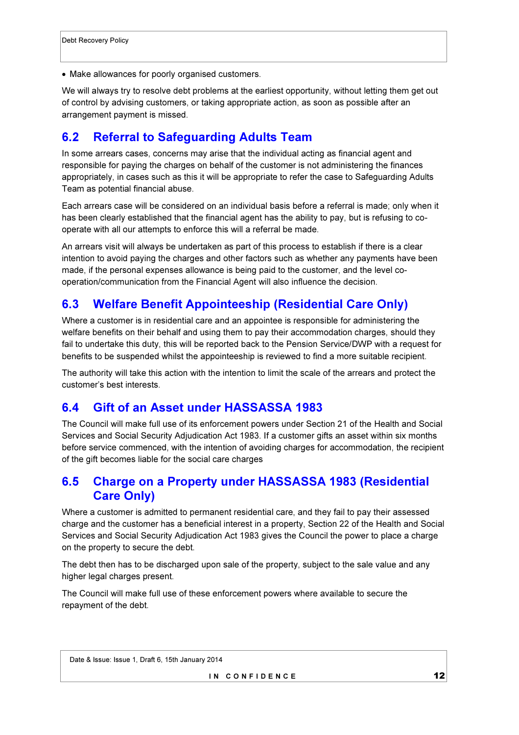- Make allowances for poorly organised customers.

We will always try to resolve debt problems at the earliest opportunity, without letting them get out of control by advising customers, or taking appropriate action, as soon as possible after an arrangement payment is missed.

## 6.2 Referral to Safeguarding Adults Team

In some arrears cases, concerns may arise that the individual acting as financial agent and responsible for paying the charges on behalf of the customer is not administering the finances appropriately, in cases such as this it will be appropriate to refer the case to Safeguarding Adults Team as potential financial abuse.

Each arrears case will be considered on an individual basis before a referral is made; only when it has been clearly established that the financial agent has the ability to pay, but is refusing to co-operate with all our attempts to enforce this will a referral be made.

An arrears visit will always be undertaken as part of this process to establish if there is a clear intention to avoid paying the charges and other factors such as whether any payments have been made, if the personal expenses allowance is being paid to the customer, and the level co-operation/communication from the Financial Agent will also influence the decision.

## 6.3 Welfare Benefit Appointeeship (Residential Care Only)

Where a customer is in residential care and an appointee is responsible for administering the welfare benefits on their behalf and using them to pay their accommodation charges, should they fail to undertake this duty, this will be reported back to the Pension Service/DWP with a request for benefits to be suspended whilst the appointeeship is reviewed to find a more suitable recipient.

The authority will take this action with the intention to limit the scale of the arrears and protect the customer's best interests.

## 6.4 Gift of an Asset under HASSASSA 1983

The Council will make full use of its enforcement powers under Section 21 of the Health and Social Services and Social Security Adjudication Act 1983. If a customer gifts an asset within six months before service commenced, with the intention of avoiding charges for accommodation, the recipient of the gift becomes liable for the social care charges

## 6.5 Charge on a Property under HASSASSA 1983 (Residential Care Only)

Where a customer is admitted to permanent residential care, and they fail to pay their assessed charge and the customer has a beneficial interest in a property, Section 22 of the Health and Social Services and Social Security Adjudication Act 1983 gives the Council the power to place a charge on the property to secure the debt.

The debt then has to be discharged upon sale of the property, subject to the sale value and any higher legal charges present.

The Council will make full use of these enforcement powers where available to secure the repayment of the debt.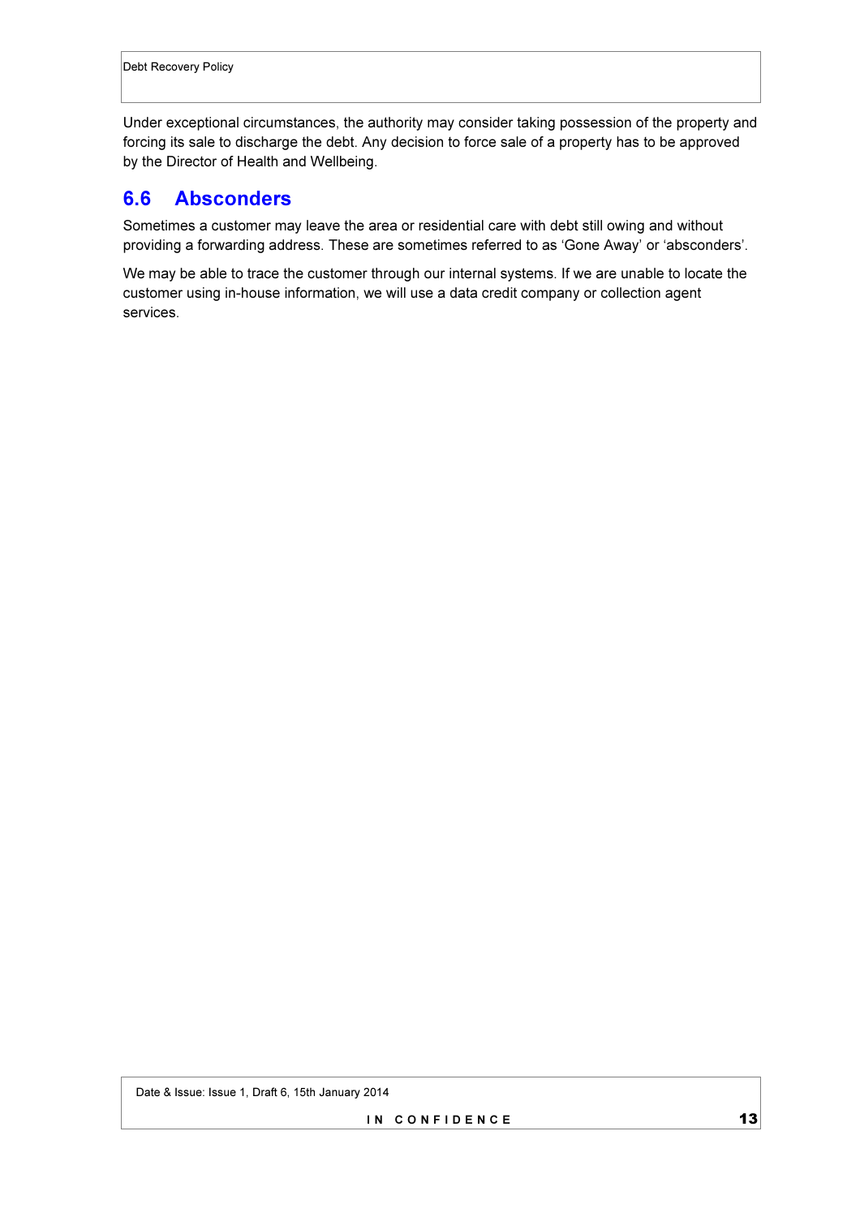Under exceptional circumstances, the authority may consider taking possession of the property and forcing its sale to discharge the debt. Any decision to force sale of a property has to be approved by the Director of Health and Wellbeing.

## 6.6 Absconders

Sometimes a customer may leave the area or residential care with debt still owing and without providing a forwarding address. These are sometimes referred to as 'Gone Away' or 'absconders'.

We may be able to trace the customer through our internal systems. If we are unable to locate the customer using in-house information, we will use a data credit company or collection agent services.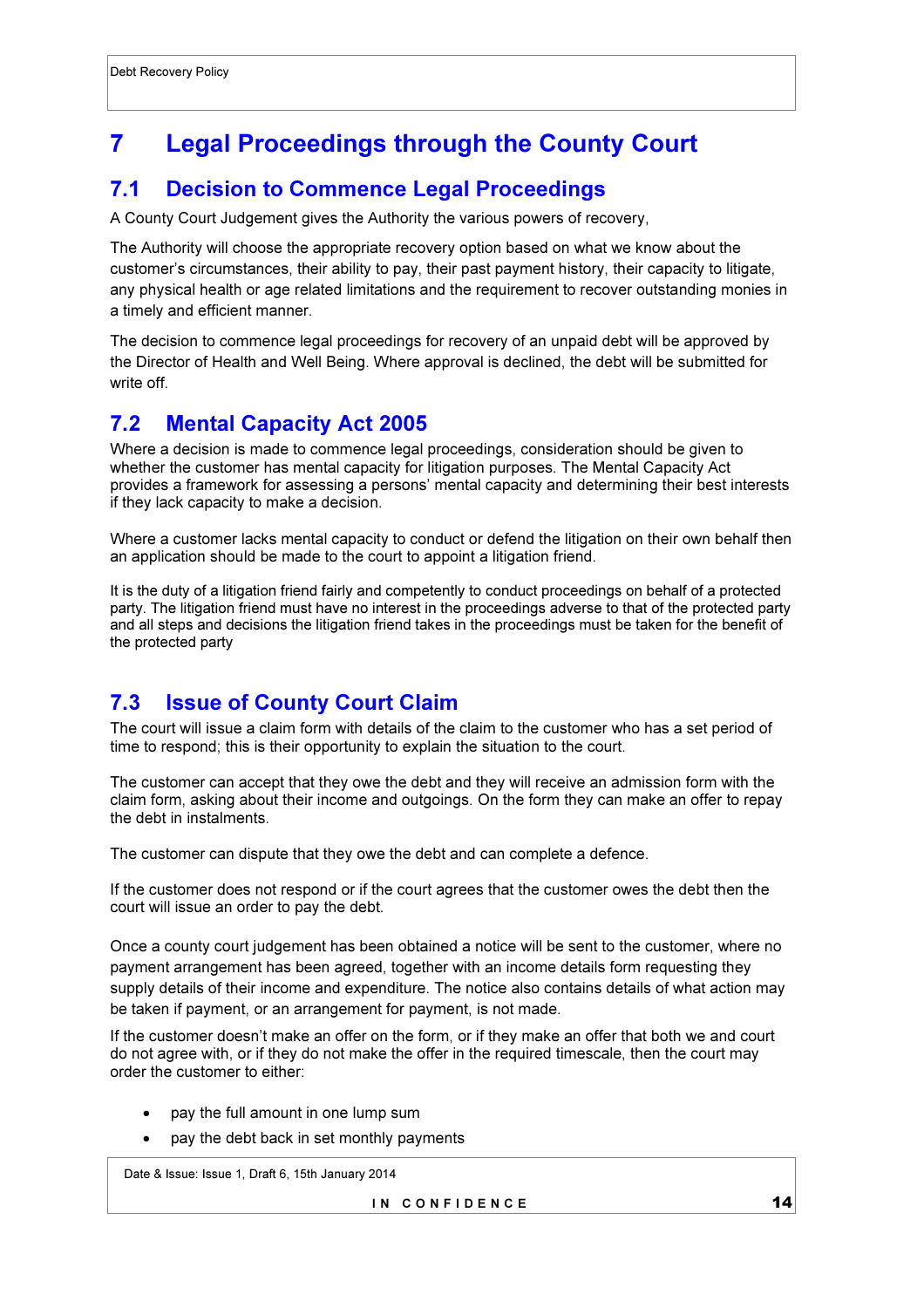# 7 Legal Proceedings through the County Court

## 7.1 Decision to Commence Legal Proceedings

A County Court Judgement gives the Authority the various powers of recovery,

The Authority will choose the appropriate recovery option based on what we know about the customer's circumstances, their ability to pay, their past payment history, their capacity to litigate, any physical health or age related limitations and the requirement to recover outstanding monies in a timely and efficient manner.

The decision to commence legal proceedings for recovery of an unpaid debt will be approved by the Director of Health and Well Being. Where approval is declined, the debt will be submitted for write off.

## 7.2 Mental Capacity Act 2005

Where a decision is made to commence legal proceedings, consideration should be given to whether the customer has mental capacity for litigation purposes. The Mental Capacity Act provides a framework for assessing a persons' mental capacity and determining their best interests if they lack capacity to make a decision.

Where a customer lacks mental capacity to conduct or defend the litigation on their own behalf then an application should be made to the court to appoint a litigation friend.

It is the duty of a litigation friend fairly and competently to conduct proceedings on behalf of a protected party. The litigation friend must have no interest in the proceedings adverse to that of the protected party and all steps and decisions the litigation friend takes in the proceedings must be taken for the benefit of the protected party

## 7.3 Issue of County Court Claim

The court will issue a claim form with details of the claim to the customer who has a set period of time to respond; this is their opportunity to explain the situation to the court.

The customer can accept that they owe the debt and they will receive an admission form with the claim form, asking about their income and outgoings. On the form they can make an offer to repay the debt in instalments.

The customer can dispute that they owe the debt and can complete a defence.

If the customer does not respond or if the court agrees that the customer owes the debt then the court will issue an order to pay the debt.

Once a county court judgement has been obtained a notice will be sent to the customer, where no payment arrangement has been agreed, together with an income details form requesting they supply details of their income and expenditure. The notice also contains details of what action may be taken if payment, or an arrangement for payment, is not made.

If the customer doesn't make an offer on the form, or if they make an offer that both we and court do not agree with, or if they do not make the offer in the required timescale, then the court may order the customer to either:

- pay the full amount in one lump sum
- pay the debt back in set monthly payments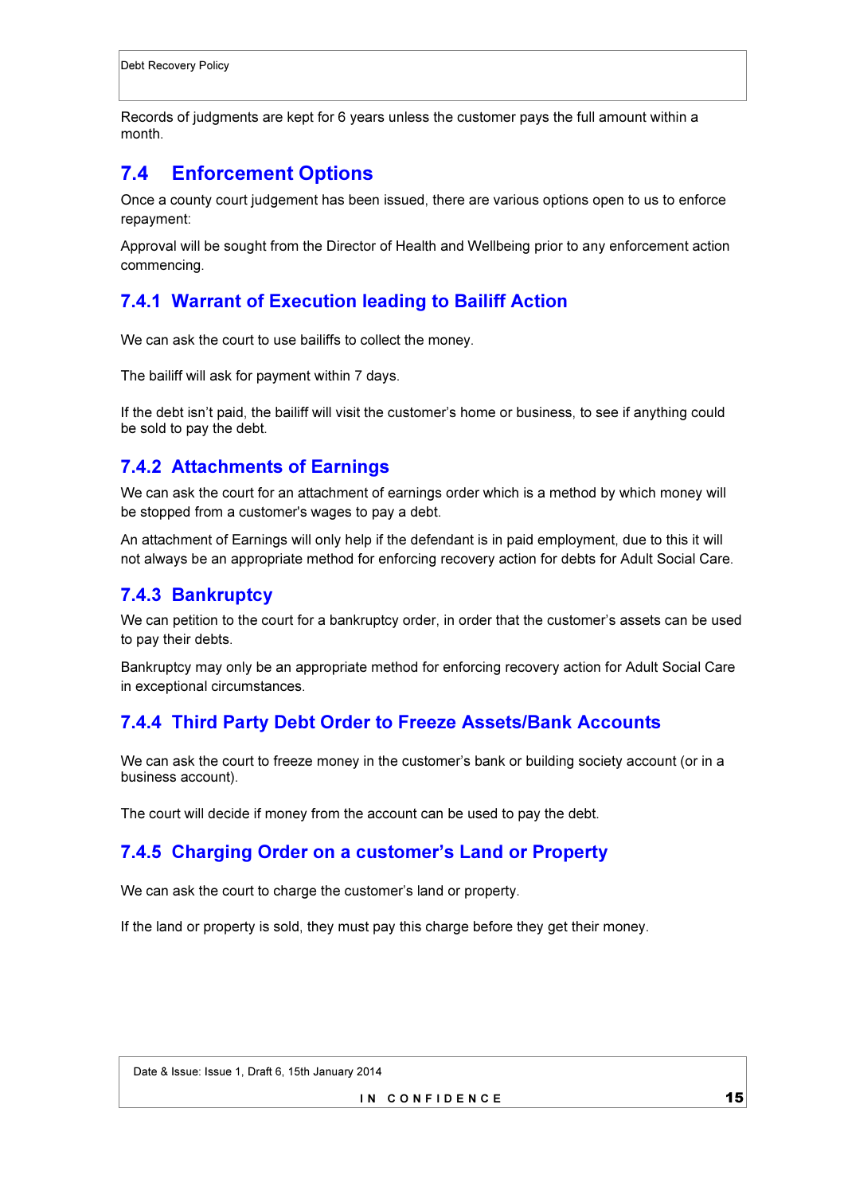Records of judgments are kept for 6 years unless the customer pays the full amount within a month.

## 7.4 Enforcement Options

Once a county court judgement has been issued, there are various options open to us to enforce repayment:

Approval will be sought from the Director of Health and Wellbeing prior to any enforcement action commencing.

### 7.4.1 Warrant of Execution leading to Bailiff Action

We can ask the court to use bailiffs to collect the money.

The bailiff will ask for payment within 7 days.

If the debt isn't paid, the bailiff will visit the customer's home or business, to see if anything could be sold to pay the debt.

### 7.4.2 Attachments of Earnings

We can ask the court for an attachment of earnings order which is a method by which money will be stopped from a customer's wages to pay a debt.

An attachment of Earnings will only help if the defendant is in paid employment, due to this it will not always be an appropriate method for enforcing recovery action for debts for Adult Social Care.

### 7.4.3 Bankruptcy

We can petition to the court for a bankruptcy order, in order that the customer's assets can be used to pay their debts.

Bankruptcy may only be an appropriate method for enforcing recovery action for Adult Social Care in exceptional circumstances.

### 7.4.4 Third Party Debt Order to Freeze Assets/Bank Accounts

We can ask the court to freeze money in the customer's bank or building society account (or in a business account).

The court will decide if money from the account can be used to pay the debt.

### 7.4.5 Charging Order on a customer's Land or Property

We can ask the court to charge the customer's land or property.

If the land or property is sold, they must pay this charge before they get their money.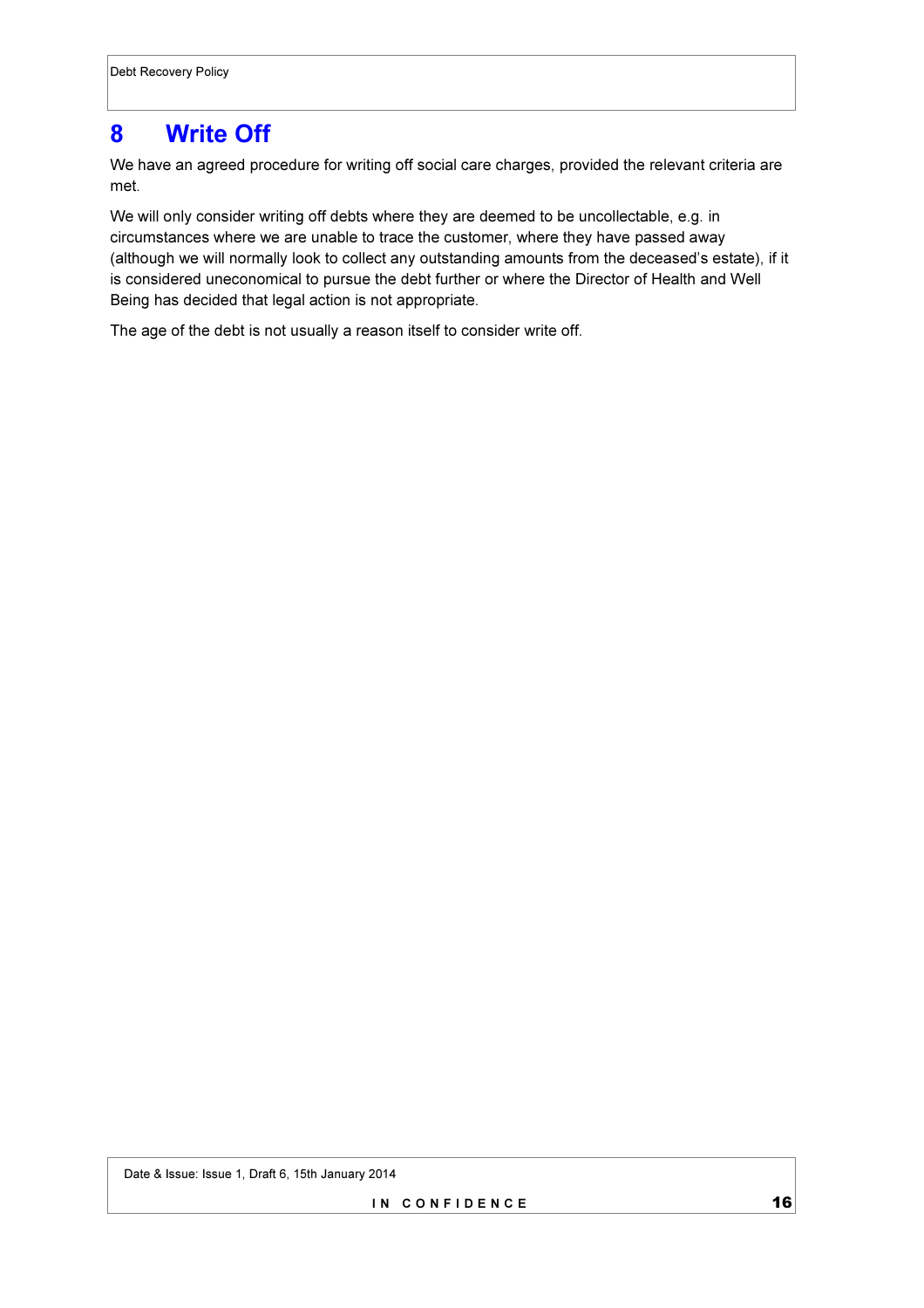# 8 Write Off

We have an agreed procedure for writing off social care charges, provided the relevant criteria are met.

We will only consider writing off debts where they are deemed to be uncollectable, e.g. in circumstances where we are unable to trace the customer, where they have passed away (although we will normally look to collect any outstanding amounts from the deceased's estate), if it is considered uneconomical to pursue the debt further or where the Director of Health and Well Being has decided that legal action is not appropriate.

The age of the debt is not usually a reason itself to consider write off.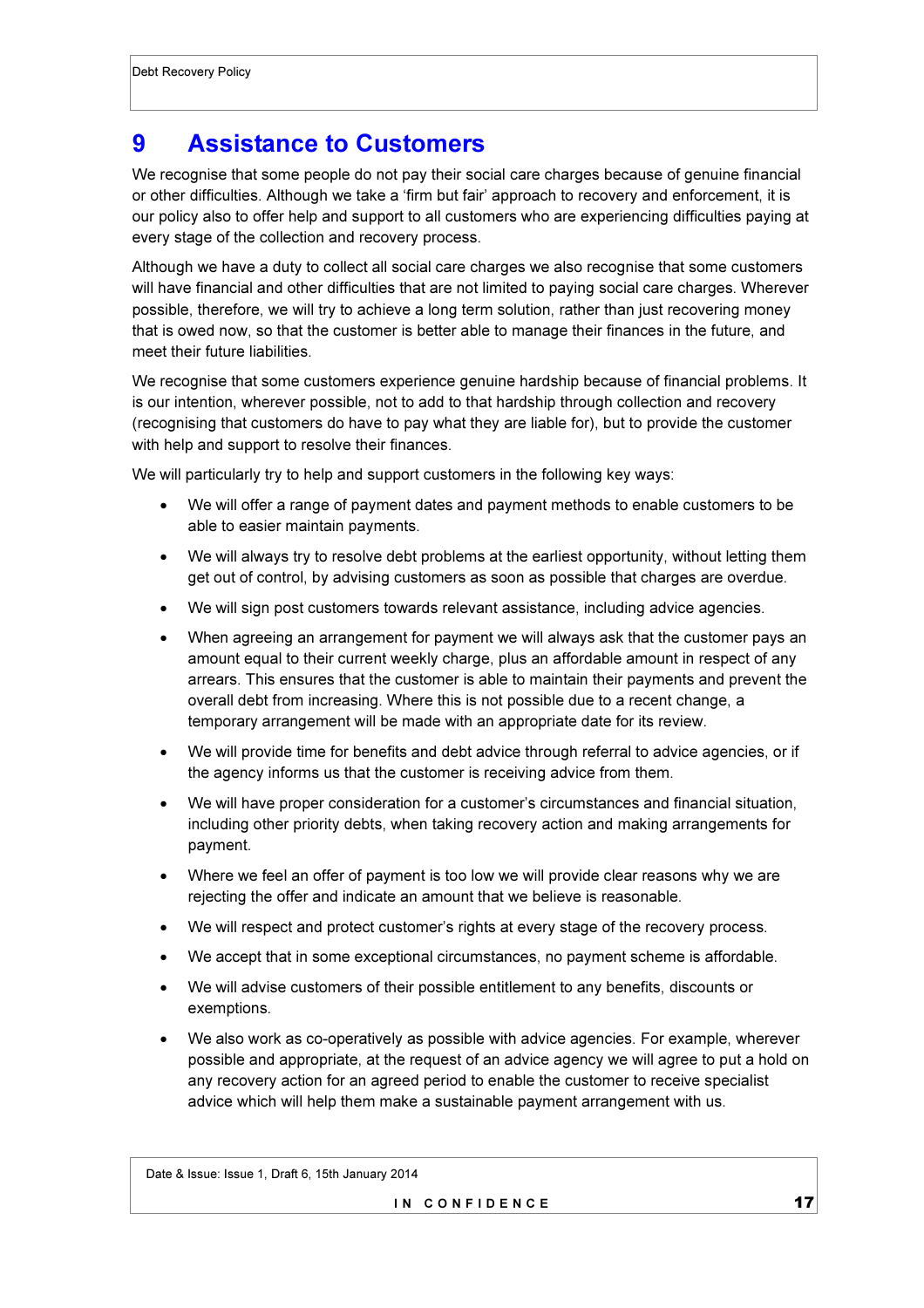# 9 Assistance to Customers

We recognise that some people do not pay their social care charges because of genuine financial or other difficulties. Although we take a 'firm but fair' approach to recovery and enforcement, it is our policy also to offer help and support to all customers who are experiencing difficulties paying at every stage of the collection and recovery process.

Although we have a duty to collect all social care charges we also recognise that some customers will have financial and other difficulties that are not limited to paying social care charges. Wherever possible, therefore, we will try to achieve a long term solution, rather than just recovering money that is owed now, so that the customer is better able to manage their finances in the future, and meet their future liabilities.

We recognise that some customers experience genuine hardship because of financial problems. It is our intention, wherever possible, not to add to that hardship through collection and recovery (recognising that customers do have to pay what they are liable for), but to provide the customer with help and support to resolve their finances.

We will particularly try to help and support customers in the following key ways:

- We will offer a range of payment dates and payment methods to enable customers to be able to easier maintain payments.
- We will always try to resolve debt problems at the earliest opportunity, without letting them get out of control, by advising customers as soon as possible that charges are overdue.
- We will sign post customers towards relevant assistance, including advice agencies.
- When agreeing an arrangement for payment we will always ask that the customer pays an amount equal to their current weekly charge, plus an affordable amount in respect of any arrears. This ensures that the customer is able to maintain their payments and prevent the overall debt from increasing. Where this is not possible due to a recent change, a temporary arrangement will be made with an appropriate date for its review.
- We will provide time for benefits and debt advice through referral to advice agencies, or if the agency informs us that the customer is receiving advice from them.
- We will have proper consideration for a customer's circumstances and financial situation, including other priority debts, when taking recovery action and making arrangements for payment.
- Where we feel an offer of payment is too low we will provide clear reasons why we are rejecting the offer and indicate an amount that we believe is reasonable.
- We will respect and protect customer's rights at every stage of the recovery process.
- We accept that in some exceptional circumstances, no payment scheme is affordable.
- We will advise customers of their possible entitlement to any benefits, discounts or exemptions.
- We also work as co-operatively as possible with advice agencies. For example, wherever possible and appropriate, at the request of an advice agency we will agree to put a hold on any recovery action for an agreed period to enable the customer to receive specialist advice which will help them make a sustainable payment arrangement with us.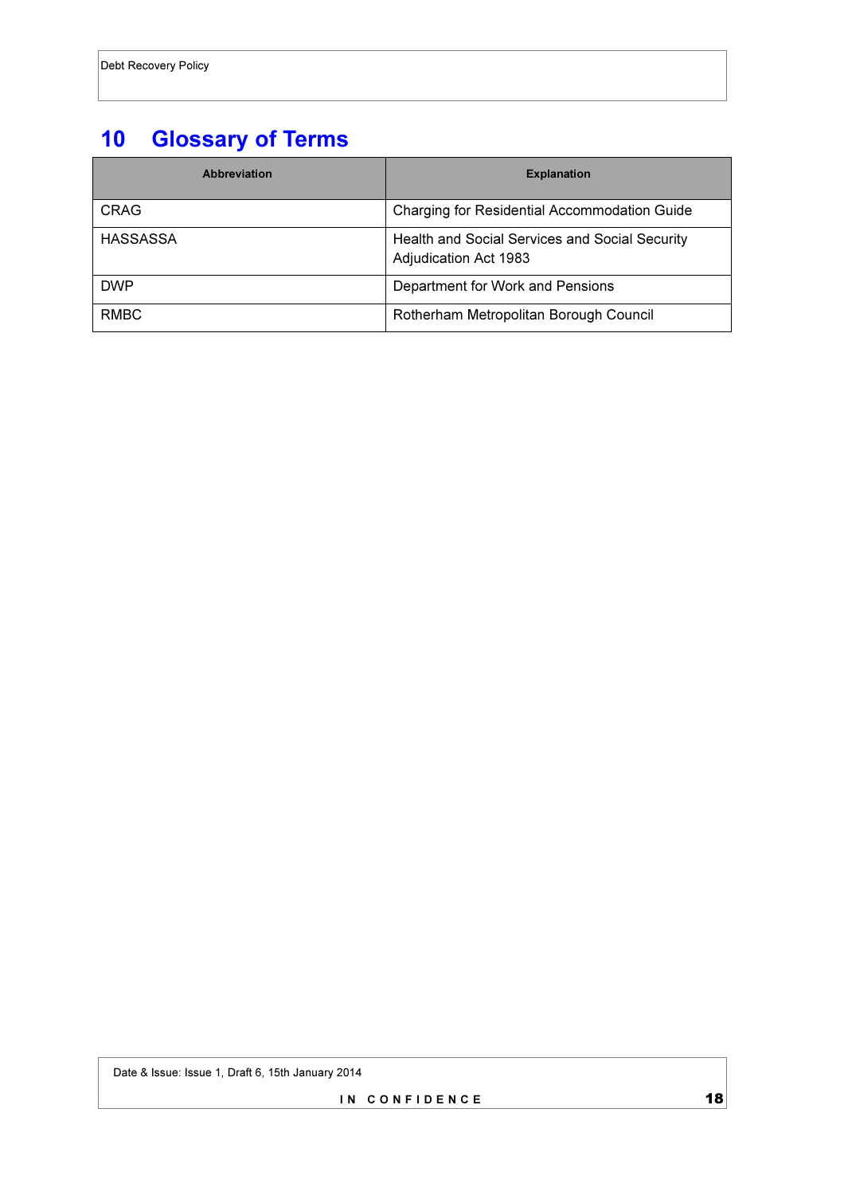# 10 Glossary of Terms

| Abbreviation | Explanation |
|---|---|
| CRAG | Charging for Residential Accommodation Guide |
| HASSASSA | Health and Social Services and Social Security Adjudication Act 1983 |
| DWP | Department for Work and Pensions |
| RMBC | Rotherham Metropolitan Borough Council |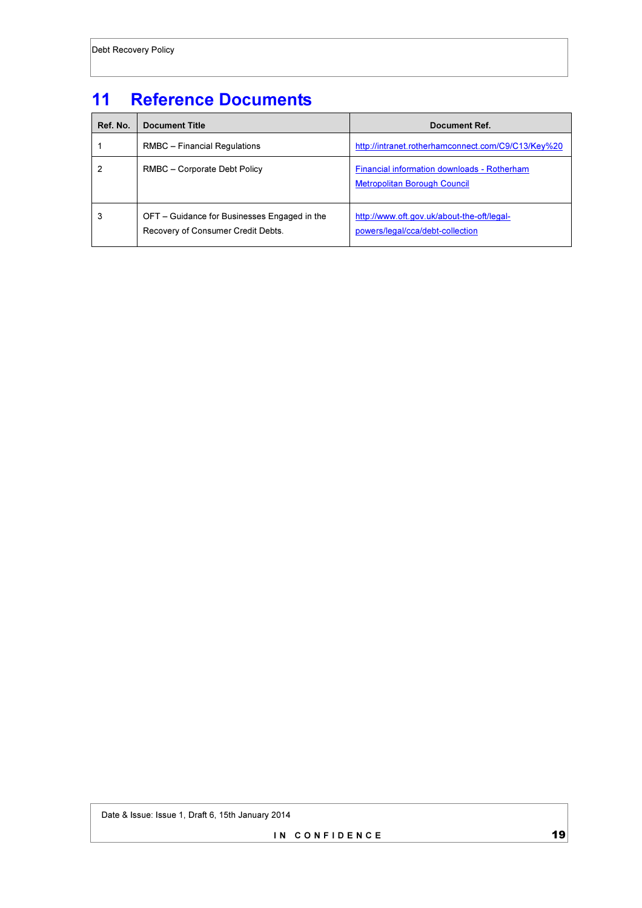# 11 Reference Documents

| Ref. No. | Document Title | Document Ref. |
|---|---|---|
| 1 | RMBC – Financial Regulations | http://intranet.rotherhamconnect.com/C9/C13/Key%20 |
| 2 | RMBC – Corporate Debt Policy | Financial information downloads - Rotherham Metropolitan Borough Council |
| 3 | OFT – Guidance for Businesses Engaged in the Recovery of Consumer Credit Debts. | http://www.oft.gov.uk/about-the-oft/legal-powers/legal/cca/debt-collection |

Date & Issue: Issue 1, Draft 6, 15th January 2014

IN CONFIDENCE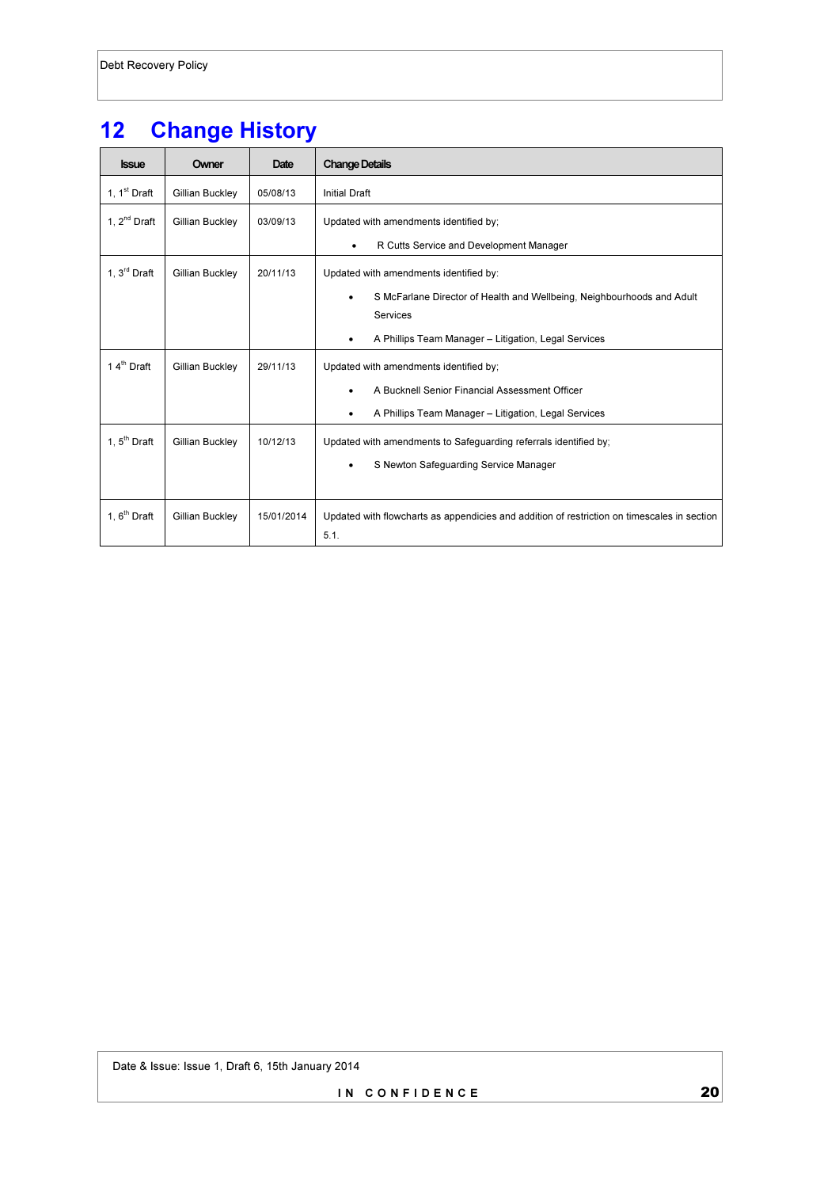# 12 Change History

| Issue | Owner | Date | Change Details |
|---|---|---|---|
| 1, 1st Draft | Gillian Buckley | 05/08/13 | Initial Draft |
| 1, 2nd Draft | Gillian Buckley | 03/09/13 | Updated with amendments identified by; <br>• R Cutts Service and Development Manager |
| 1, 3rd Draft | Gillian Buckley | 20/11/13 | Updated with amendments identified by: <br>• S McFarlane Director of Health and Wellbeing, Neighbourhoods and Adult Services <br>• A Phillips Team Manager – Litigation, Legal Services |
| 1 4th Draft | Gillian Buckley | 29/11/13 | Updated with amendments identified by; <br>• A Bucknell Senior Financial Assessment Officer <br>• A Phillips Team Manager – Litigation, Legal Services |
| 1, 5th Draft | Gillian Buckley | 10/12/13 | Updated with amendments to Safeguarding referrals identified by; <br>• S Newton Safeguarding Service Manager |
| 1, 6th Draft | Gillian Buckley | 15/01/2014 | Updated with flowcharts as appendicies and addition of restriction on timescales in section 5.1. |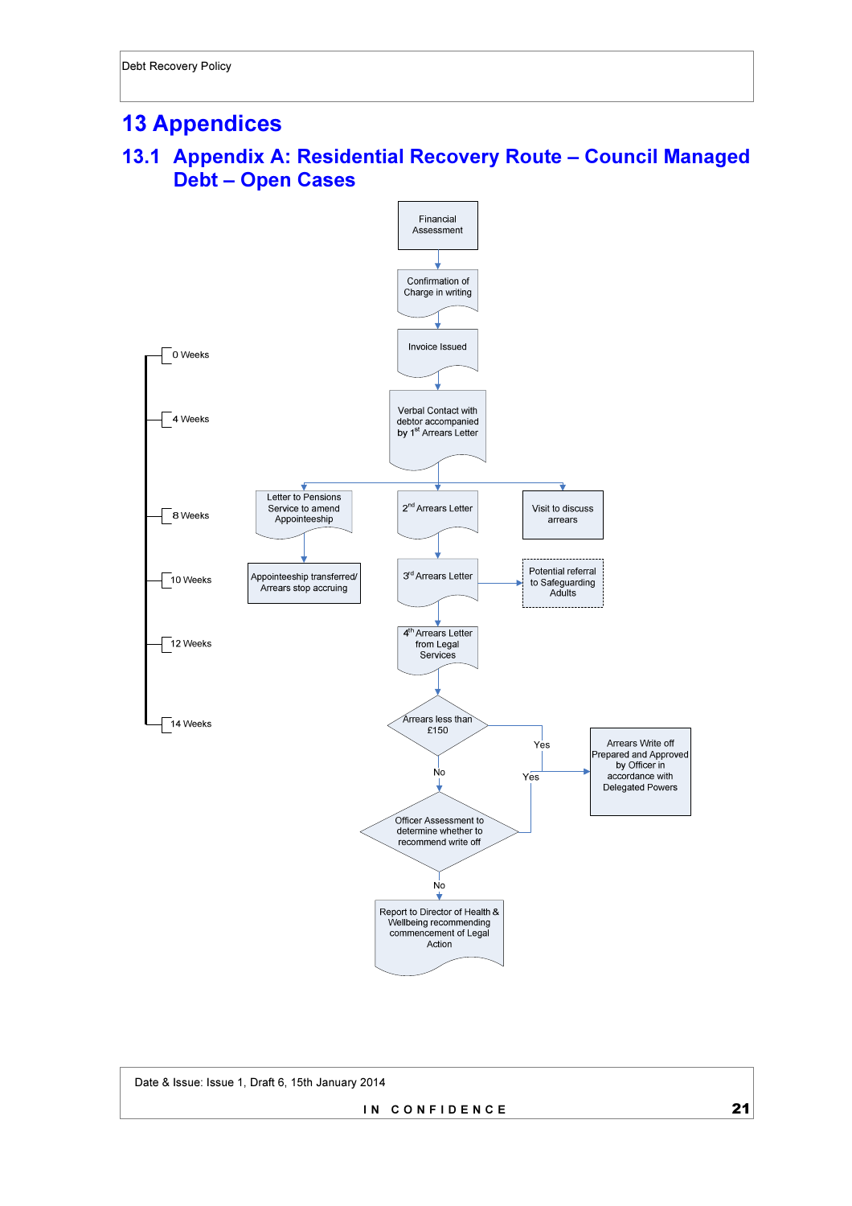# 13 Appendices

## 13.1 Appendix A: Residential Recovery Route – Council Managed Debt – Open Cases

Financial Assessment

Confirmation of Charge in writing

0 Weeks — Invoice Issued

4 Weeks — Verbal Contact with debtor accompanied by 1st Arrears Letter

8 Weeks — Letter to Pensions Service to amend Appointeeship | 2nd Arrears Letter | Visit to discuss arrears

10 Weeks — Appointeeship transferred/ Arrears stop accruing | 3rd Arrears Letter | Potential referral to Safeguarding Adults

12 Weeks — 4th Arrears Letter from Legal Services

14 Weeks — Arrears less than £150

- Yes → Arrears Write off Prepared and Approved by Officer in accordance with Delegated Powers
- No → Officer Assessment to determine whether to recommend write off
  - Yes → Arrears Write off Prepared and Approved by Officer in accordance with Delegated Powers
  - No → Report to Director of Health & Wellbeing recommending commencement of Legal Action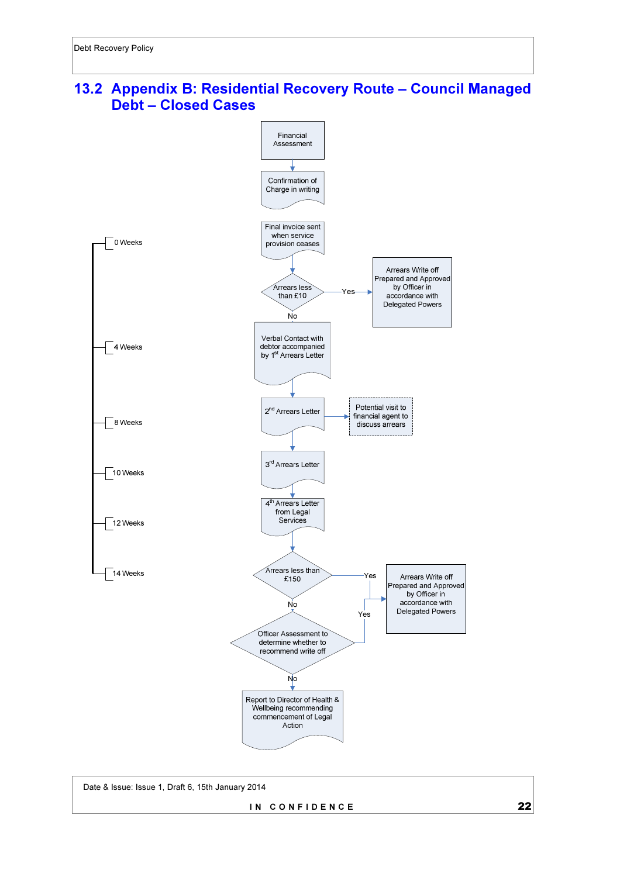## 13.2 Appendix B: Residential Recovery Route – Council Managed Debt – Closed Cases

Financial Assessment

Confirmation of Charge in writing

0 Weeks

Final invoice sent when service provision ceases

Arrears less than £10

Yes

Arrears Write off Prepared and Approved by Officer in accordance with Delegated Powers

No

4 Weeks

Verbal Contact with debtor accompanied by 1st Arrears Letter

8 Weeks

2nd Arrears Letter

Potential visit to financial agent to discuss arrears

10 Weeks

3rd Arrears Letter

12 Weeks

4th Arrears Letter from Legal Services

14 Weeks

Arrears less than £150

Yes

Arrears Write off Prepared and Approved by Officer in accordance with Delegated Powers

No

Officer Assessment to determine whether to recommend write off

Yes

No

Report to Director of Health & Wellbeing recommending commencement of Legal Action

Date & Issue: Issue 1, Draft 6, 15th January 2014

IN CONFIDENCE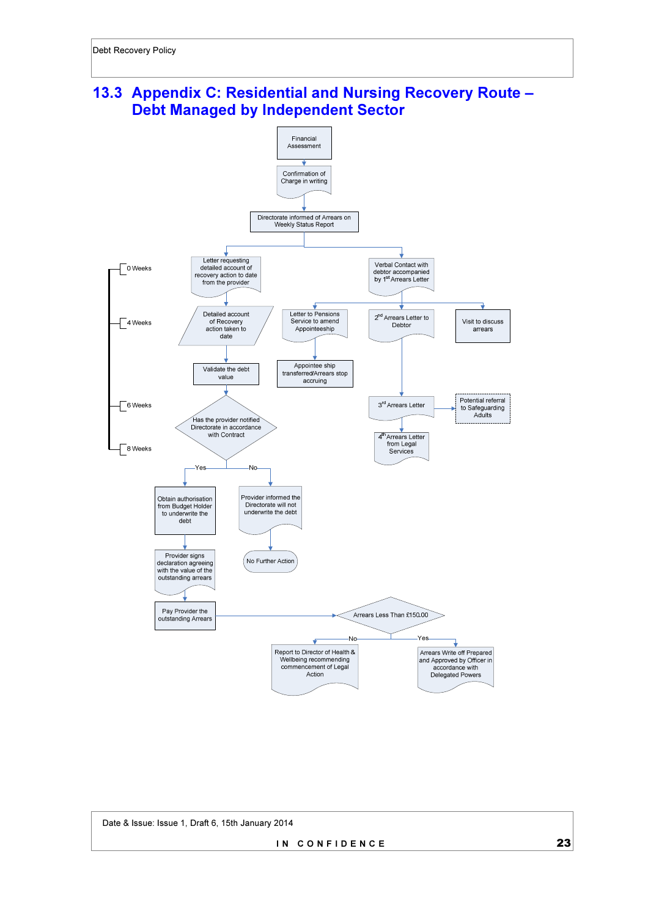## 13.3 Appendix C: Residential and Nursing Recovery Route – Debt Managed by Independent Sector

Financial Assessment

Confirmation of Charge in writing

Directorate informed of Arrears on Weekly Status Report

0 Weeks

4 Weeks

6 Weeks

8 Weeks

Letter requesting detailed account of recovery action to date from the provider

Detailed account of Recovery action taken to date

Validate the debt value

Has the provider notified Directorate in accordance with Contract

Yes

No

Obtain authorisation from Budget Holder to underwrite the debt

Provider signs declaration agreeing with the value of the outstanding arrears

Pay Provider the outstanding Arrears

Provider informed the Directorate will not underwrite the debt

No Further Action

Verbal Contact with debtor accompanied by 1st Arrears Letter

Letter to Pensions Service to amend Appointeeship

Appointee ship transferred/Arrears stop accruing

2nd Arrears Letter to Debtor

Visit to discuss arrears

3rd Arrears Letter

Potential referral to Safeguarding Adults

4th Arrears Letter from Legal Services

Arrears Less Than £150.00

No

Yes

Report to Director of Health & Wellbeing recommending commencement of Legal Action

Arrears Write off Prepared and Approved by Officer in accordance with Delegated Powers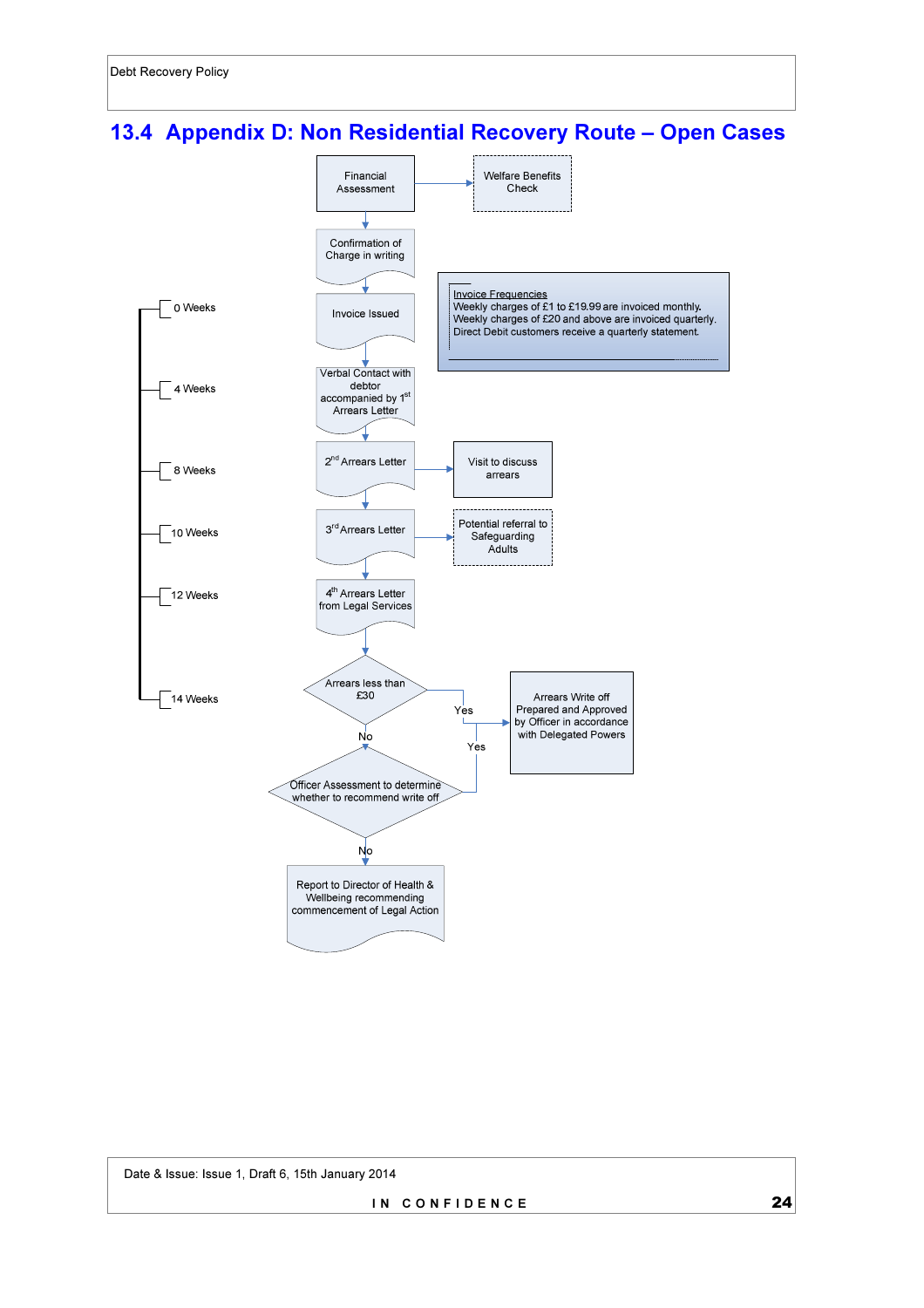## 13.4 Appendix D: Non Residential Recovery Route – Open Cases

Financial Assessment → Welfare Benefits Check

Confirmation of Charge in writing

0 Weeks — Invoice Issued

Invoice Frequencies
Weekly charges of £1 to £19.99 are invoiced monthly.
Weekly charges of £20 and above are invoiced quarterly.
Direct Debit customers receive a quarterly statement.

4 Weeks — Verbal Contact with debtor accompanied by 1st Arrears Letter

8 Weeks — 2nd Arrears Letter → Visit to discuss arrears

10 Weeks — 3rd Arrears Letter → Potential referral to Safeguarding Adults

12 Weeks — 4th Arrears Letter from Legal Services

14 Weeks — Arrears less than £30

- Yes → Arrears Write off Prepared and Approved by Officer in accordance with Delegated Powers
- No → Officer Assessment to determine whether to recommend write off
  - Yes → Arrears Write off Prepared and Approved by Officer in accordance with Delegated Powers
  - No → Report to Director of Health & Wellbeing recommending commencement of Legal Action

Date & Issue: Issue 1, Draft 6, 15th January 2014

IN CONFIDENCE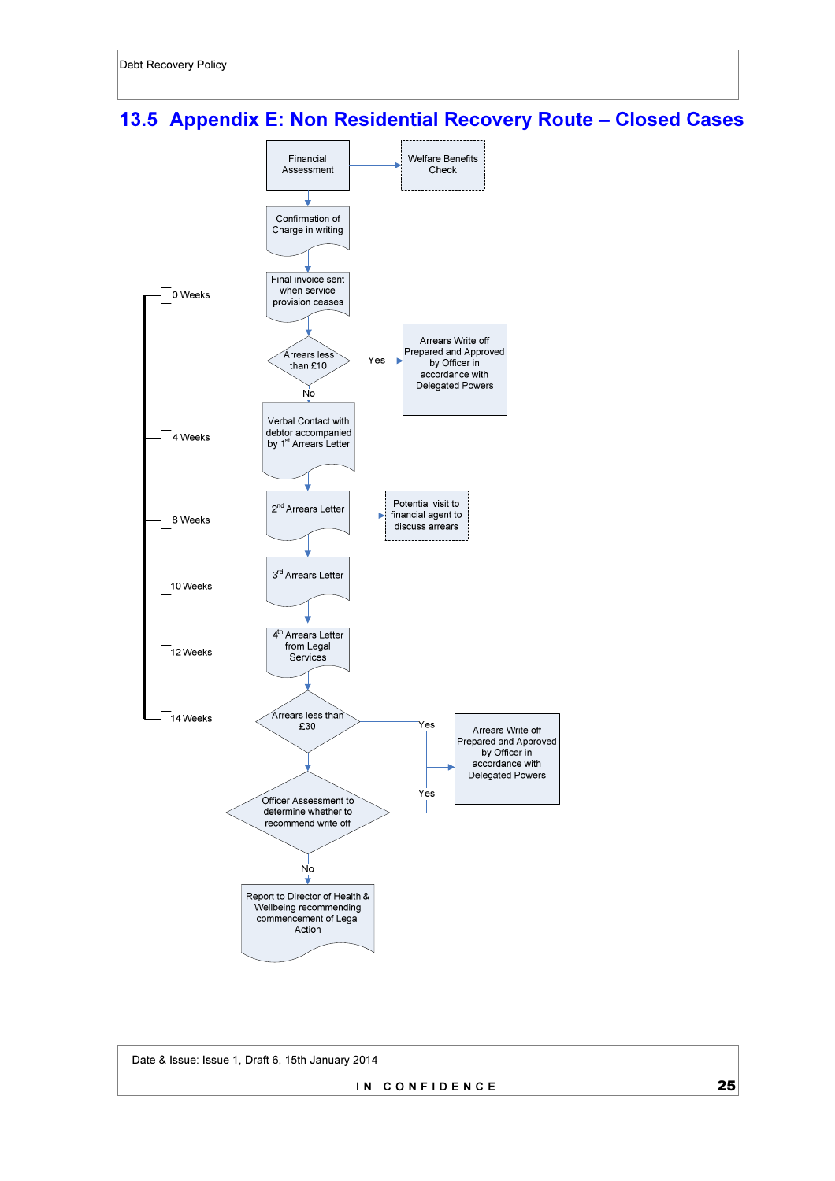## 13.5 Appendix E: Non Residential Recovery Route – Closed Cases

Financial Assessment

Welfare Benefits Check

Confirmation of Charge in writing

0 Weeks

Final invoice sent when service provision ceases

Arrears less than £10

Yes

Arrears Write off Prepared and Approved by Officer in accordance with Delegated Powers

No

4 Weeks

Verbal Contact with debtor accompanied by 1st Arrears Letter

8 Weeks

2nd Arrears Letter

Potential visit to financial agent to discuss arrears

10 Weeks

3rd Arrears Letter

12 Weeks

4th Arrears Letter from Legal Services

14 Weeks

Arrears less than £30

Yes

Arrears Write off Prepared and Approved by Officer in accordance with Delegated Powers

Yes

Officer Assessment to determine whether to recommend write off

No

Report to Director of Health & Wellbeing recommending commencement of Legal Action

Date & Issue: Issue 1, Draft 6, 15th January 2014

IN CONFIDENCE